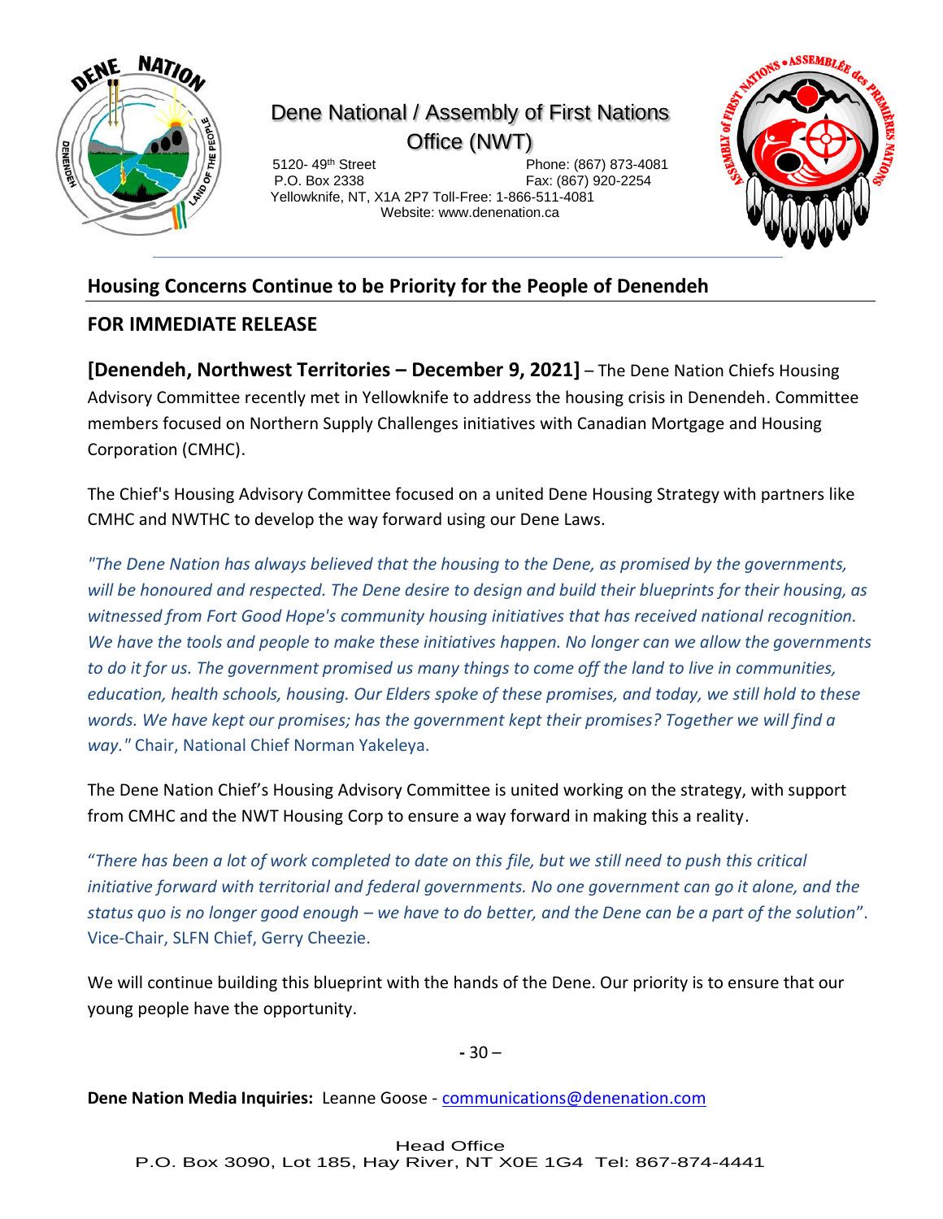Dene National / Assembly of First Nations Office (NWT)

5120- 49th Street
P.O. Box 2338
Yellowknife, NT, X1A 2P7
Phone: (867) 873-4081
Fax: (867) 920-2254
Toll-Free: 1-866-511-4081
Website: www.denenation.ca

## Housing Concerns Continue to be Priority for the People of Denendeh

### FOR IMMEDIATE RELEASE

**[Denendeh, Northwest Territories – December 9, 2021]** – The Dene Nation Chiefs Housing Advisory Committee recently met in Yellowknife to address the housing crisis in Denendeh. Committee members focused on Northern Supply Challenges initiatives with Canadian Mortgage and Housing Corporation (CMHC).

The Chief's Housing Advisory Committee focused on a united Dene Housing Strategy with partners like CMHC and NWTHC to develop the way forward using our Dene Laws.

*"The Dene Nation has always believed that the housing to the Dene, as promised by the governments, will be honoured and respected. The Dene desire to design and build their blueprints for their housing, as witnessed from Fort Good Hope's community housing initiatives that has received national recognition. We have the tools and people to make these initiatives happen. No longer can we allow the governments to do it for us. The government promised us many things to come off the land to live in communities, education, health schools, housing. Our Elders spoke of these promises, and today, we still hold to these words. We have kept our promises; has the government kept their promises? Together we will find a way."* Chair, National Chief Norman Yakeleya.

The Dene Nation Chief's Housing Advisory Committee is united working on the strategy, with support from CMHC and the NWT Housing Corp to ensure a way forward in making this a reality.

*"There has been a lot of work completed to date on this file, but we still need to push this critical initiative forward with territorial and federal governments. No one government can go it alone, and the status quo is no longer good enough – we have to do better, and the Dene can be a part of the solution"*. Vice-Chair, SLFN Chief, Gerry Cheezie.

We will continue building this blueprint with the hands of the Dene. Our priority is to ensure that our young people have the opportunity.

- 30 –

**Dene Nation Media Inquiries:** Leanne Goose - communications@denenation.com

Head Office
P.O. Box 3090, Lot 185, Hay River, NT X0E 1G4 Tel: 867-874-4441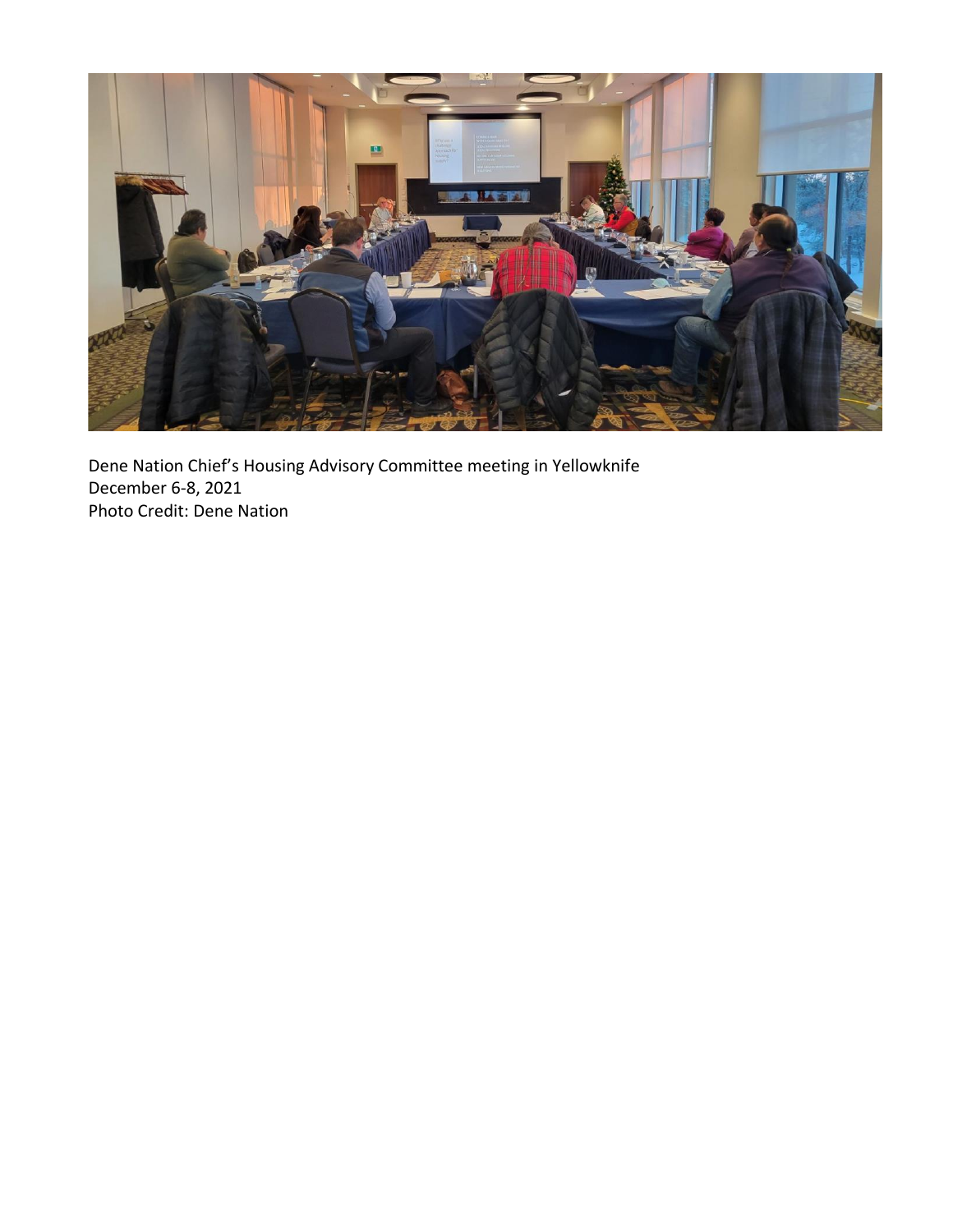Dene Nation Chief’s Housing Advisory Committee meeting in Yellowknife
December 6-8, 2021
Photo Credit: Dene Nation